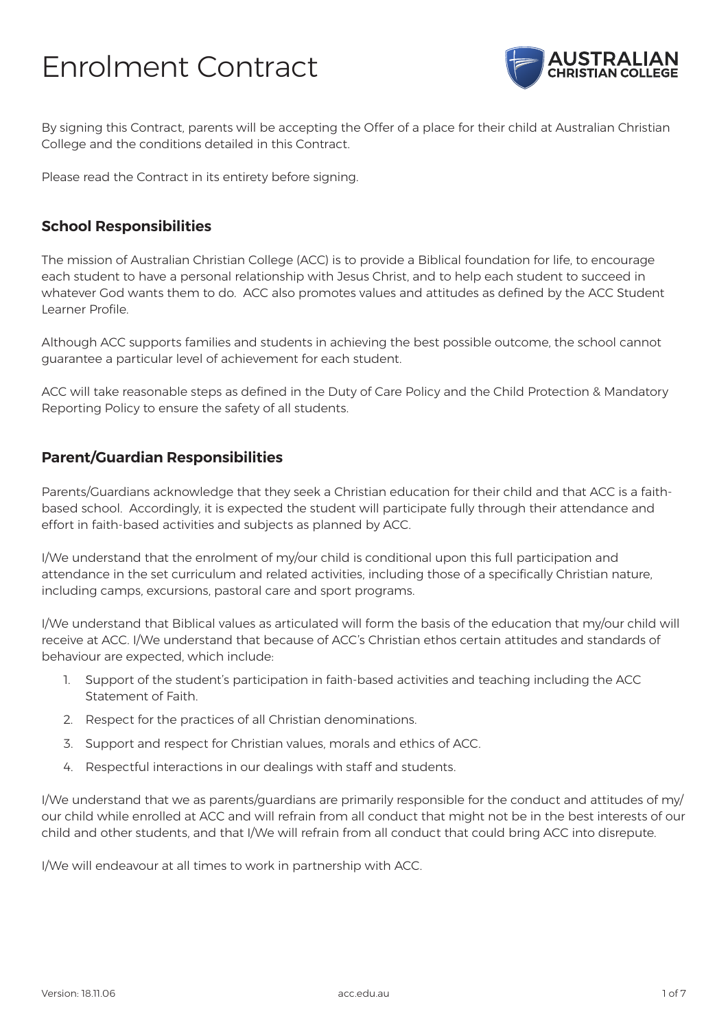# Enrolment Contract

By signing this Contract, parents will be accepting the Offer of a place for their child at Australian Christian College and the conditions detailed in this Contract.

Please read the Contract in its entirety before signing.

## School Responsibilities

The mission of Australian Christian College (ACC) is to provide a Biblical foundation for life, to encourage each student to have a personal relationship with Jesus Christ, and to help each student to succeed in whatever God wants them to do. ACC also promotes values and attitudes as defined by the ACC Student Learner Profile.

Although ACC supports families and students in achieving the best possible outcome, the school cannot guarantee a particular level of achievement for each student.

ACC will take reasonable steps as defined in the Duty of Care Policy and the Child Protection & Mandatory Reporting Policy to ensure the safety of all students.

## Parent/Guardian Responsibilities

Parents/Guardians acknowledge that they seek a Christian education for their child and that ACC is a faith-based school. Accordingly, it is expected the student will participate fully through their attendance and effort in faith-based activities and subjects as planned by ACC.

I/We understand that the enrolment of my/our child is conditional upon this full participation and attendance in the set curriculum and related activities, including those of a specifically Christian nature, including camps, excursions, pastoral care and sport programs.

I/We understand that Biblical values as articulated will form the basis of the education that my/our child will receive at ACC. I/We understand that because of ACC's Christian ethos certain attitudes and standards of behaviour are expected, which include:

1. Support of the student's participation in faith-based activities and teaching including the ACC Statement of Faith.
2. Respect for the practices of all Christian denominations.
3. Support and respect for Christian values, morals and ethics of ACC.
4. Respectful interactions in our dealings with staff and students.

I/We understand that we as parents/guardians are primarily responsible for the conduct and attitudes of my/our child while enrolled at ACC and will refrain from all conduct that might not be in the best interests of our child and other students, and that I/We will refrain from all conduct that could bring ACC into disrepute.

I/We will endeavour at all times to work in partnership with ACC.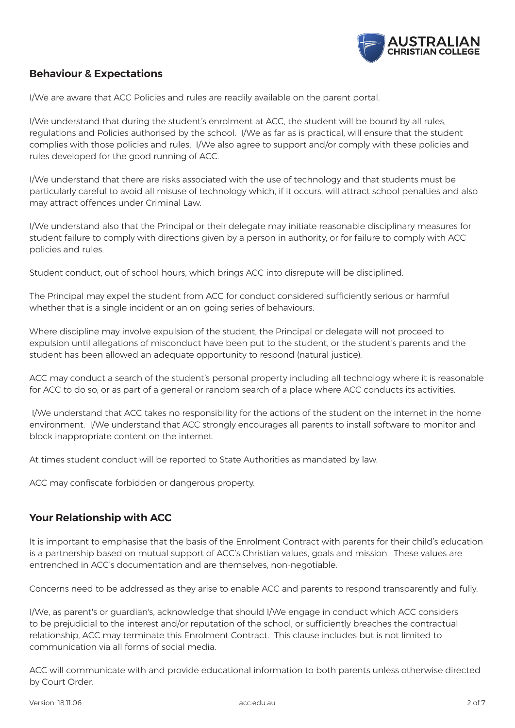## Behaviour & Expectations

I/We are aware that ACC Policies and rules are readily available on the parent portal.

I/We understand that during the student's enrolment at ACC, the student will be bound by all rules, regulations and Policies authorised by the school. I/We as far as is practical, will ensure that the student complies with those policies and rules. I/We also agree to support and/or comply with these policies and rules developed for the good running of ACC.

I/We understand that there are risks associated with the use of technology and that students must be particularly careful to avoid all misuse of technology which, if it occurs, will attract school penalties and also may attract offences under Criminal Law.

I/We understand also that the Principal or their delegate may initiate reasonable disciplinary measures for student failure to comply with directions given by a person in authority, or for failure to comply with ACC policies and rules.

Student conduct, out of school hours, which brings ACC into disrepute will be disciplined.

The Principal may expel the student from ACC for conduct considered sufficiently serious or harmful whether that is a single incident or an on-going series of behaviours.

Where discipline may involve expulsion of the student, the Principal or delegate will not proceed to expulsion until allegations of misconduct have been put to the student, or the student's parents and the student has been allowed an adequate opportunity to respond (natural justice).

ACC may conduct a search of the student's personal property including all technology where it is reasonable for ACC to do so, or as part of a general or random search of a place where ACC conducts its activities.

I/We understand that ACC takes no responsibility for the actions of the student on the internet in the home environment. I/We understand that ACC strongly encourages all parents to install software to monitor and block inappropriate content on the internet.

At times student conduct will be reported to State Authorities as mandated by law.

ACC may confiscate forbidden or dangerous property.

## Your Relationship with ACC

It is important to emphasise that the basis of the Enrolment Contract with parents for their child's education is a partnership based on mutual support of ACC's Christian values, goals and mission. These values are entrenched in ACC's documentation and are themselves, non-negotiable.

Concerns need to be addressed as they arise to enable ACC and parents to respond transparently and fully.

I/We, as parent's or guardian's, acknowledge that should I/We engage in conduct which ACC considers to be prejudicial to the interest and/or reputation of the school, or sufficiently breaches the contractual relationship, ACC may terminate this Enrolment Contract. This clause includes but is not limited to communication via all forms of social media.

ACC will communicate with and provide educational information to both parents unless otherwise directed by Court Order.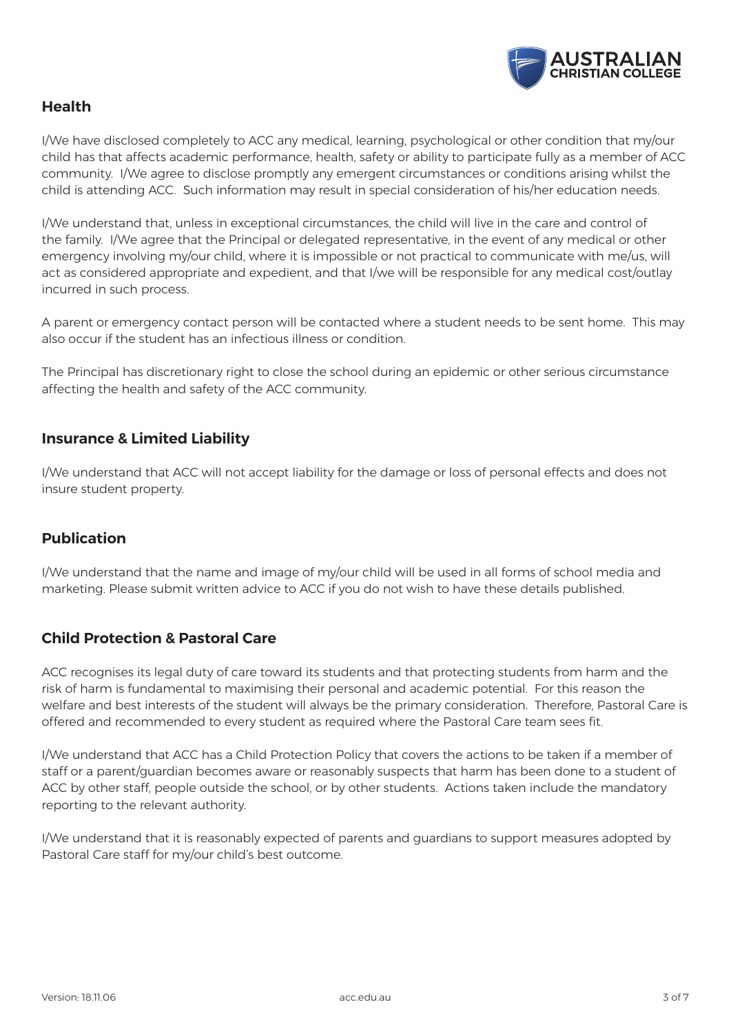## Health

I/We have disclosed completely to ACC any medical, learning, psychological or other condition that my/our child has that affects academic performance, health, safety or ability to participate fully as a member of ACC community. I/We agree to disclose promptly any emergent circumstances or conditions arising whilst the child is attending ACC. Such information may result in special consideration of his/her education needs.

I/We understand that, unless in exceptional circumstances, the child will live in the care and control of the family. I/We agree that the Principal or delegated representative, in the event of any medical or other emergency involving my/our child, where it is impossible or not practical to communicate with me/us, will act as considered appropriate and expedient, and that I/we will be responsible for any medical cost/outlay incurred in such process.

A parent or emergency contact person will be contacted where a student needs to be sent home. This may also occur if the student has an infectious illness or condition.

The Principal has discretionary right to close the school during an epidemic or other serious circumstance affecting the health and safety of the ACC community.

## Insurance & Limited Liability

I/We understand that ACC will not accept liability for the damage or loss of personal effects and does not insure student property.

## Publication

I/We understand that the name and image of my/our child will be used in all forms of school media and marketing. Please submit written advice to ACC if you do not wish to have these details published.

## Child Protection & Pastoral Care

ACC recognises its legal duty of care toward its students and that protecting students from harm and the risk of harm is fundamental to maximising their personal and academic potential. For this reason the welfare and best interests of the student will always be the primary consideration. Therefore, Pastoral Care is offered and recommended to every student as required where the Pastoral Care team sees fit.

I/We understand that ACC has a Child Protection Policy that covers the actions to be taken if a member of staff or a parent/guardian becomes aware or reasonably suspects that harm has been done to a student of ACC by other staff, people outside the school, or by other students. Actions taken include the mandatory reporting to the relevant authority.

I/We understand that it is reasonably expected of parents and guardians to support measures adopted by Pastoral Care staff for my/our child's best outcome.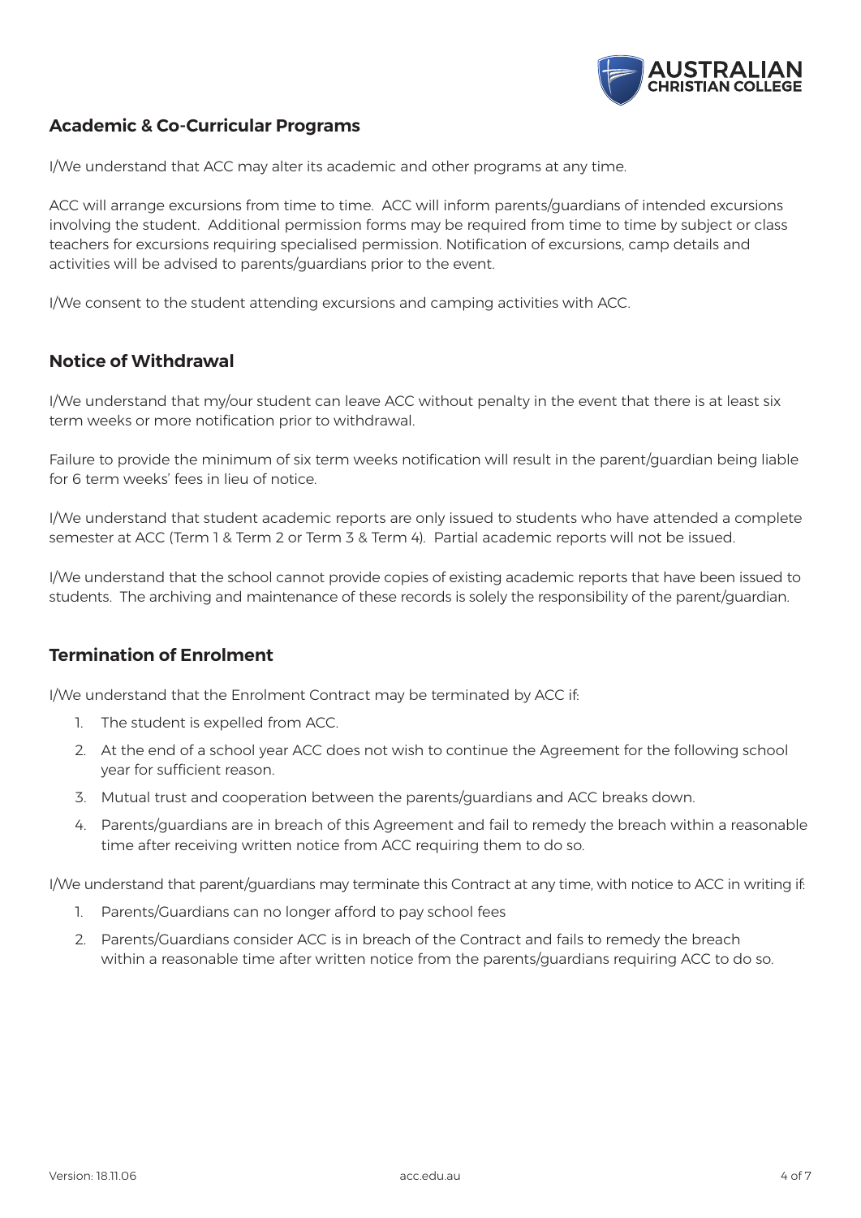## Academic & Co-Curricular Programs

I/We understand that ACC may alter its academic and other programs at any time.

ACC will arrange excursions from time to time. ACC will inform parents/guardians of intended excursions involving the student. Additional permission forms may be required from time to time by subject or class teachers for excursions requiring specialised permission. Notification of excursions, camp details and activities will be advised to parents/guardians prior to the event.

I/We consent to the student attending excursions and camping activities with ACC.

## Notice of Withdrawal

I/We understand that my/our student can leave ACC without penalty in the event that there is at least six term weeks or more notification prior to withdrawal.

Failure to provide the minimum of six term weeks notification will result in the parent/guardian being liable for 6 term weeks' fees in lieu of notice.

I/We understand that student academic reports are only issued to students who have attended a complete semester at ACC (Term 1 & Term 2 or Term 3 & Term 4). Partial academic reports will not be issued.

I/We understand that the school cannot provide copies of existing academic reports that have been issued to students. The archiving and maintenance of these records is solely the responsibility of the parent/guardian.

## Termination of Enrolment

I/We understand that the Enrolment Contract may be terminated by ACC if:

1. The student is expelled from ACC.
2. At the end of a school year ACC does not wish to continue the Agreement for the following school year for sufficient reason.
3. Mutual trust and cooperation between the parents/guardians and ACC breaks down.
4. Parents/guardians are in breach of this Agreement and fail to remedy the breach within a reasonable time after receiving written notice from ACC requiring them to do so.

I/We understand that parent/guardians may terminate this Contract at any time, with notice to ACC in writing if:

1. Parents/Guardians can no longer afford to pay school fees
2. Parents/Guardians consider ACC is in breach of the Contract and fails to remedy the breach within a reasonable time after written notice from the parents/guardians requiring ACC to do so.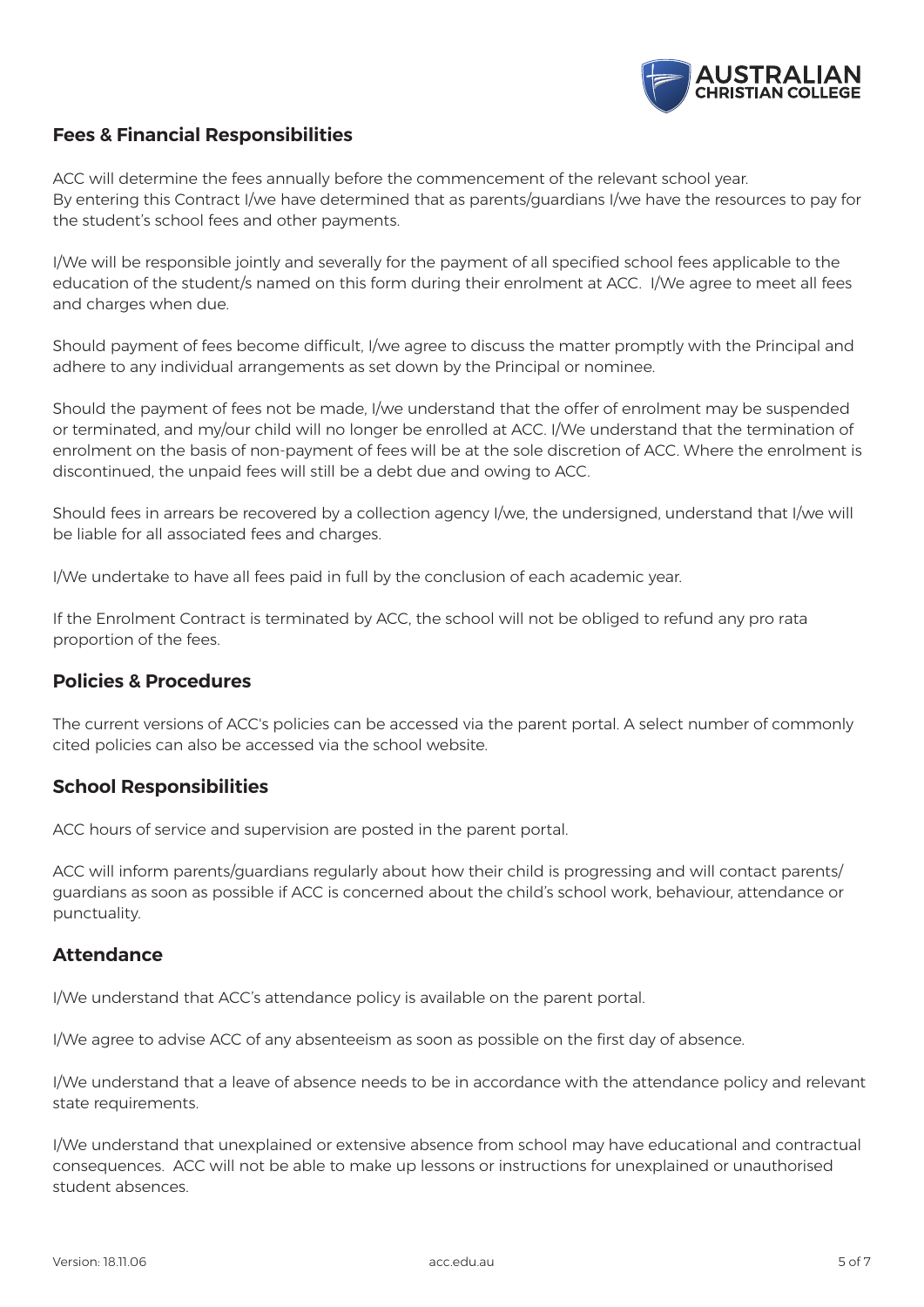## Fees & Financial Responsibilities

ACC will determine the fees annually before the commencement of the relevant school year. By entering this Contract I/we have determined that as parents/guardians I/we have the resources to pay for the student's school fees and other payments.

I/We will be responsible jointly and severally for the payment of all specified school fees applicable to the education of the student/s named on this form during their enrolment at ACC. I/We agree to meet all fees and charges when due.

Should payment of fees become difficult, I/we agree to discuss the matter promptly with the Principal and adhere to any individual arrangements as set down by the Principal or nominee.

Should the payment of fees not be made, I/we understand that the offer of enrolment may be suspended or terminated, and my/our child will no longer be enrolled at ACC. I/We understand that the termination of enrolment on the basis of non-payment of fees will be at the sole discretion of ACC. Where the enrolment is discontinued, the unpaid fees will still be a debt due and owing to ACC.

Should fees in arrears be recovered by a collection agency I/we, the undersigned, understand that I/we will be liable for all associated fees and charges.

I/We undertake to have all fees paid in full by the conclusion of each academic year.

If the Enrolment Contract is terminated by ACC, the school will not be obliged to refund any pro rata proportion of the fees.

## Policies & Procedures

The current versions of ACC's policies can be accessed via the parent portal. A select number of commonly cited policies can also be accessed via the school website.

## School Responsibilities

ACC hours of service and supervision are posted in the parent portal.

ACC will inform parents/guardians regularly about how their child is progressing and will contact parents/guardians as soon as possible if ACC is concerned about the child's school work, behaviour, attendance or punctuality.

## Attendance

I/We understand that ACC's attendance policy is available on the parent portal.

I/We agree to advise ACC of any absenteeism as soon as possible on the first day of absence.

I/We understand that a leave of absence needs to be in accordance with the attendance policy and relevant state requirements.

I/We understand that unexplained or extensive absence from school may have educational and contractual consequences. ACC will not be able to make up lessons or instructions for unexplained or unauthorised student absences.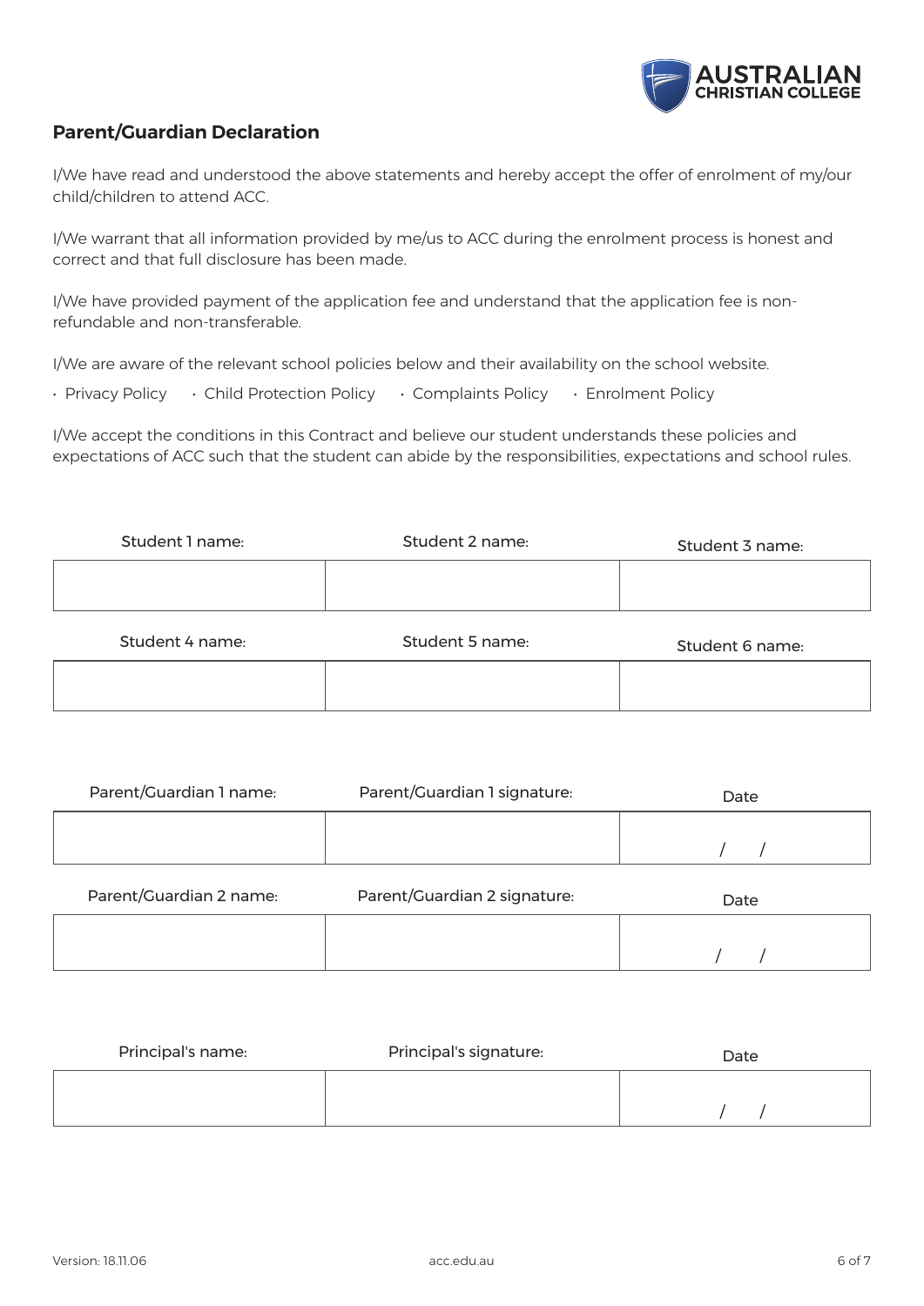## Parent/Guardian Declaration

I/We have read and understood the above statements and hereby accept the offer of enrolment of my/our child/children to attend ACC.

I/We warrant that all information provided by me/us to ACC during the enrolment process is honest and correct and that full disclosure has been made.

I/We have provided payment of the application fee and understand that the application fee is non-refundable and non-transferable.

I/We are aware of the relevant school policies below and their availability on the school website.

- Privacy Policy
- Child Protection Policy
- Complaints Policy
- Enrolment Policy

I/We accept the conditions in this Contract and believe our student understands these policies and expectations of ACC such that the student can abide by the responsibilities, expectations and school rules.

| Student 1 name: | Student 2 name: | Student 3 name: |
|---|---|---|
| | | |

| Student 4 name: | Student 5 name: | Student 6 name: |
|---|---|---|
| | | |

| Parent/Guardian 1 name: | Parent/Guardian 1 signature: | Date |
|---|---|---|
| | | / / |

| Parent/Guardian 2 name: | Parent/Guardian 2 signature: | Date |
|---|---|---|
| | | / / |

| Principal's name: | Principal's signature: | Date |
|---|---|---|
| | | / / |

Version: 18.11.06

acc.edu.au